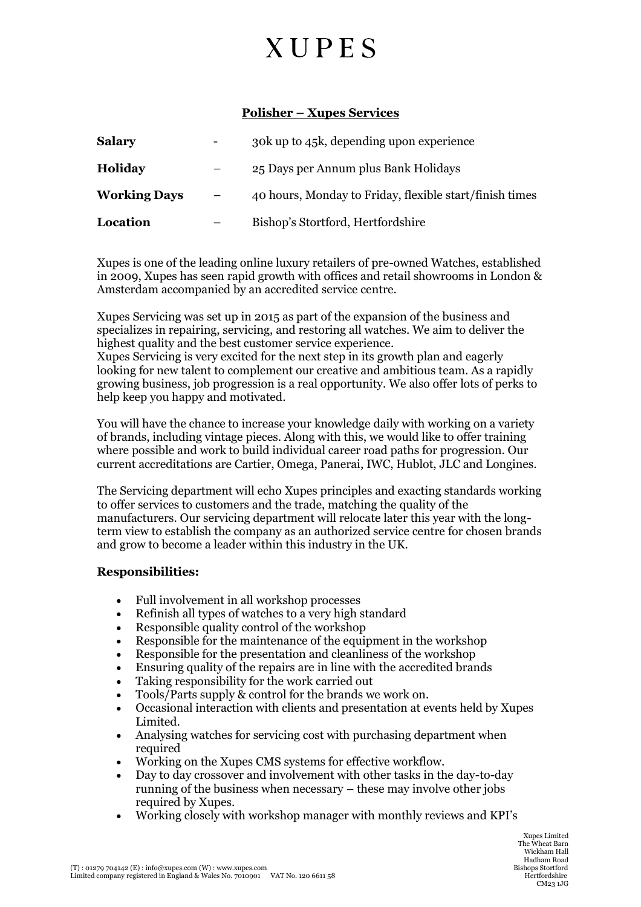# XUPES

## Polisher – Xupes Services

| | | |
|---|---|---|
| **Salary** | - | 30k up to 45k, depending upon experience |
| **Holiday** | – | 25 Days per Annum plus Bank Holidays |
| **Working Days** | – | 40 hours, Monday to Friday, flexible start/finish times |
| **Location** | – | Bishop's Stortford, Hertfordshire |

Xupes is one of the leading online luxury retailers of pre-owned Watches, established in 2009, Xupes has seen rapid growth with offices and retail showrooms in London & Amsterdam accompanied by an accredited service centre.

Xupes Servicing was set up in 2015 as part of the expansion of the business and specializes in repairing, servicing, and restoring all watches. We aim to deliver the highest quality and the best customer service experience.
Xupes Servicing is very excited for the next step in its growth plan and eagerly looking for new talent to complement our creative and ambitious team. As a rapidly growing business, job progression is a real opportunity. We also offer lots of perks to help keep you happy and motivated.

You will have the chance to increase your knowledge daily with working on a variety of brands, including vintage pieces. Along with this, we would like to offer training where possible and work to build individual career road paths for progression. Our current accreditations are Cartier, Omega, Panerai, IWC, Hublot, JLC and Longines.

The Servicing department will echo Xupes principles and exacting standards working to offer services to customers and the trade, matching the quality of the manufacturers. Our servicing department will relocate later this year with the long-term view to establish the company as an authorized service centre for chosen brands and grow to become a leader within this industry in the UK.

### Responsibilities:

- Full involvement in all workshop processes
- Refinish all types of watches to a very high standard
- Responsible quality control of the workshop
- Responsible for the maintenance of the equipment in the workshop
- Responsible for the presentation and cleanliness of the workshop
- Ensuring quality of the repairs are in line with the accredited brands
- Taking responsibility for the work carried out
- Tools/Parts supply & control for the brands we work on.
- Occasional interaction with clients and presentation at events held by Xupes Limited.
- Analysing watches for servicing cost with purchasing department when required
- Working on the Xupes CMS systems for effective workflow.
- Day to day crossover and involvement with other tasks in the day-to-day running of the business when necessary – these may involve other jobs required by Xupes.
- Working closely with workshop manager with monthly reviews and KPI's

(T) : 01279 704142 (E) : info@xupes.com (W) : www.xupes.com
Limited company registered in England & Wales No. 7010901 VAT No. 120 6611 58

Xupes Limited
The Wheat Barn
Wickham Hall
Hadham Road
Bishops Stortford
Hertfordshire
CM23 1JG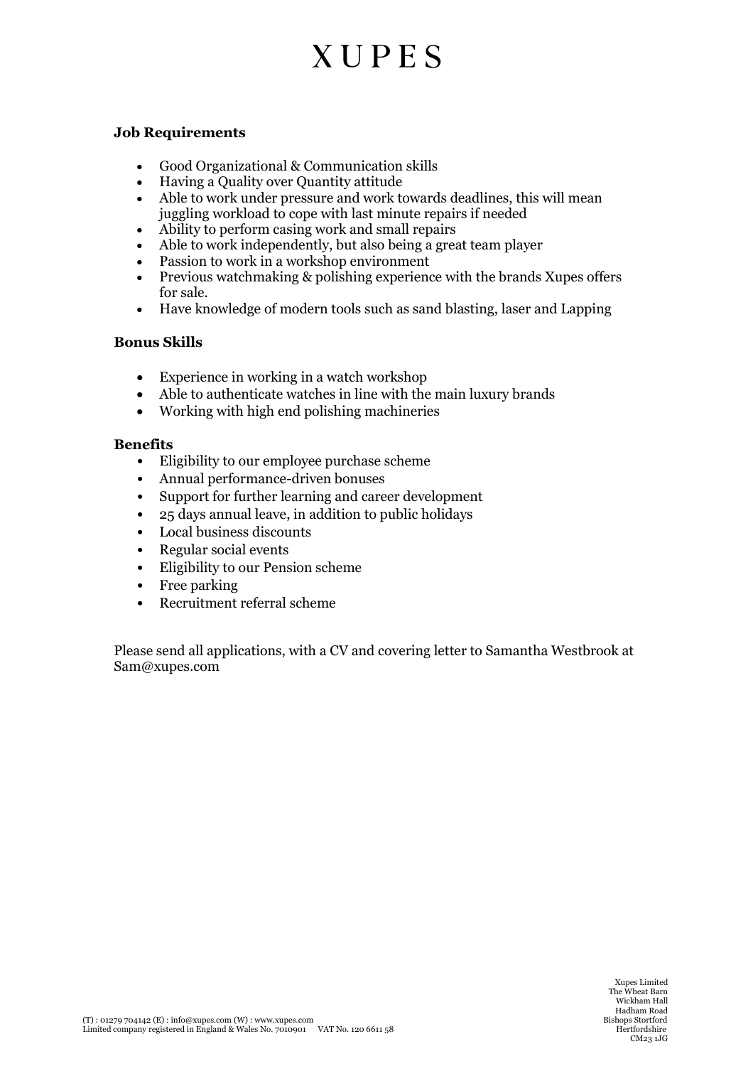### Job Requirements

- Good Organizational & Communication skills
- Having a Quality over Quantity attitude
- Able to work under pressure and work towards deadlines, this will mean juggling workload to cope with last minute repairs if needed
- Ability to perform casing work and small repairs
- Able to work independently, but also being a great team player
- Passion to work in a workshop environment
- Previous watchmaking & polishing experience with the brands Xupes offers for sale.
- Have knowledge of modern tools such as sand blasting, laser and Lapping

### Bonus Skills

- Experience in working in a watch workshop
- Able to authenticate watches in line with the main luxury brands
- Working with high end polishing machineries

### Benefits

- Eligibility to our employee purchase scheme
- Annual performance-driven bonuses
- Support for further learning and career development
- 25 days annual leave, in addition to public holidays
- Local business discounts
- Regular social events
- Eligibility to our Pension scheme
- Free parking
- Recruitment referral scheme

Please send all applications, with a CV and covering letter to Samantha Westbrook at Sam@xupes.com